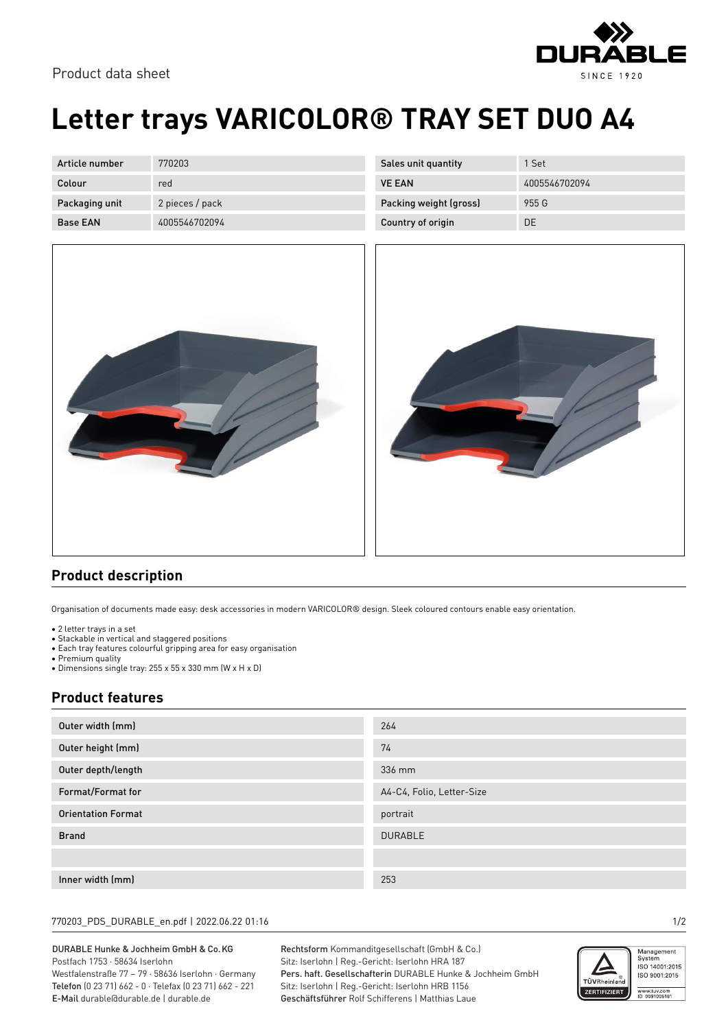Product data sheet

# Letter trays VARICOLOR® TRAY SET DUO A4

| Article number | 770203 | Sales unit quantity | 1 Set |
|---|---|---|---|
| Colour | red | VE EAN | 4005546702094 |
| Packaging unit | 2 pieces / pack | Packing weight (gross) | 955 G |
| Base EAN | 4005546702094 | Country of origin | DE |

## Product description

Organisation of documents made easy: desk accessories in modern VARICOLOR® design. Sleek coloured contours enable easy orientation.

- 2 letter trays in a set
- Stackable in vertical and staggered positions
- Each tray features colourful gripping area for easy organisation
- Premium quality
- Dimensions single tray: 255 x 55 x 330 mm (W x H x D)

## Product features

| | |
|---|---|
| Outer width (mm) | 264 |
| Outer height (mm) | 74 |
| Outer depth/length | 336 mm |
| Format/Format for | A4-C4, Folio, Letter-Size |
| Orientation Format | portrait |
| Brand | DURABLE |
| | |
| Inner width (mm) | 253 |

770203_PDS_DURABLE_en.pdf | 2022.06.22 01:16

DURABLE Hunke & Jochheim GmbH & Co. KG
Postfach 1753 · 58634 Iserlohn
Westfalenstraße 77 – 79 · 58636 Iserlohn · Germany
Telefon (0 23 71) 662 - 0 · Telefax (0 23 71) 662 - 221
E-Mail durable@durable.de | durable.de

Rechtsform Kommanditgesellschaft (GmbH & Co.)
Sitz: Iserlohn | Reg.-Gericht: Iserlohn HRA 187
Pers. haft. Gesellschafterin DURABLE Hunke & Jochheim GmbH
Sitz: Iserlohn | Reg.-Gericht: Iserlohn HRB 1156
Geschäftsführer Rolf Schifferens | Matthias Laue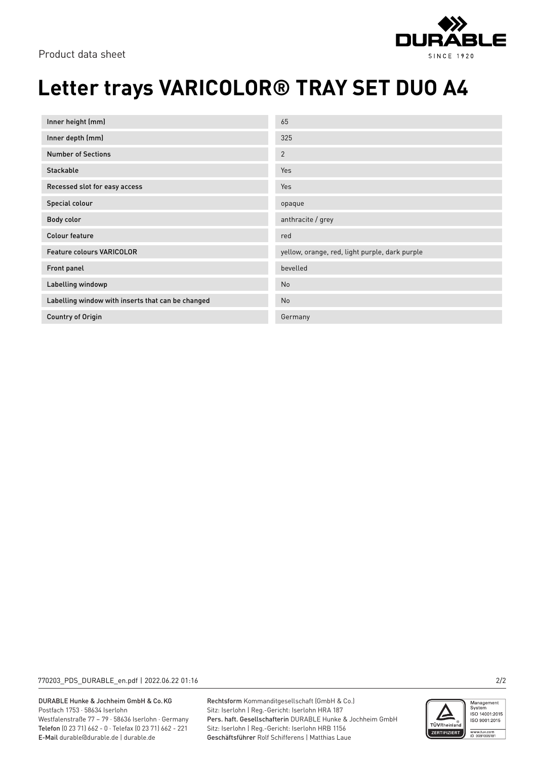# Letter trays VARICOLOR® TRAY SET DUO A4

| | |
|---|---|
| Inner height (mm) | 65 |
| Inner depth (mm) | 325 |
| Number of Sections | 2 |
| Stackable | Yes |
| Recessed slot for easy access | Yes |
| Special colour | opaque |
| Body color | anthracite / grey |
| Colour feature | red |
| Feature colours VARICOLOR | yellow, orange, red, light purple, dark purple |
| Front panel | bevelled |
| Labelling windowp | No |
| Labelling window with inserts that can be changed | No |
| Country of Origin | Germany |